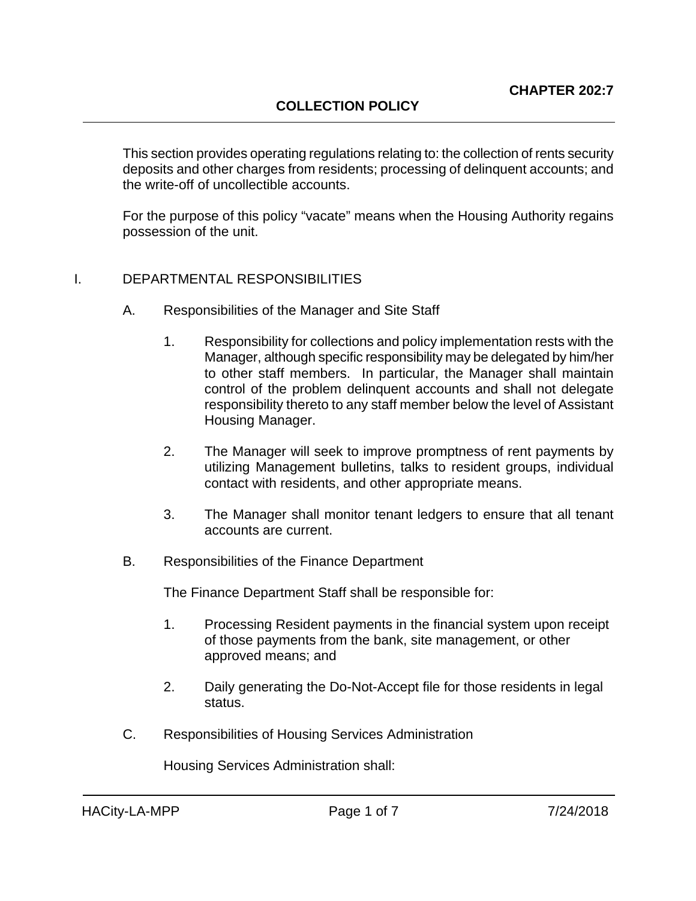# CHAPTER 202:7

## COLLECTION POLICY

This section provides operating regulations relating to: the collection of rents security deposits and other charges from residents; processing of delinquent accounts; and the write-off of uncollectible accounts.

For the purpose of this policy "vacate" means when the Housing Authority regains possession of the unit.

I. DEPARTMENTAL RESPONSIBILITIES

A. Responsibilities of the Manager and Site Staff

1. Responsibility for collections and policy implementation rests with the Manager, although specific responsibility may be delegated by him/her to other staff members. In particular, the Manager shall maintain control of the problem delinquent accounts and shall not delegate responsibility thereto to any staff member below the level of Assistant Housing Manager.

2. The Manager will seek to improve promptness of rent payments by utilizing Management bulletins, talks to resident groups, individual contact with residents, and other appropriate means.

3. The Manager shall monitor tenant ledgers to ensure that all tenant accounts are current.

B. Responsibilities of the Finance Department

The Finance Department Staff shall be responsible for:

1. Processing Resident payments in the financial system upon receipt of those payments from the bank, site management, or other approved means; and

2. Daily generating the Do-Not-Accept file for those residents in legal status.

C. Responsibilities of Housing Services Administration

Housing Services Administration shall: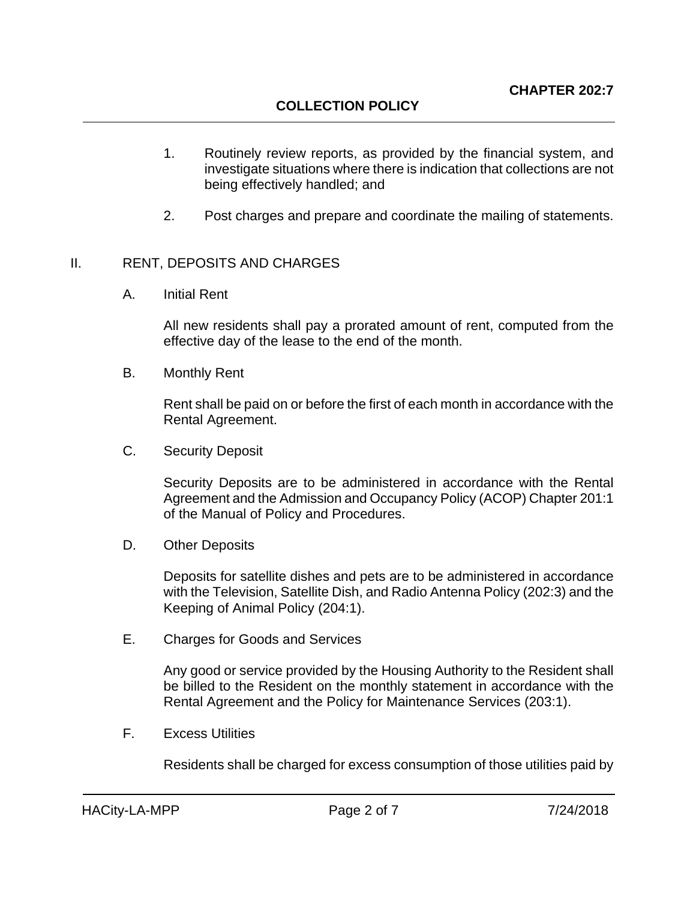1. Routinely review reports, as provided by the financial system, and investigate situations where there is indication that collections are not being effectively handled; and

2. Post charges and prepare and coordinate the mailing of statements.

## II. RENT, DEPOSITS AND CHARGES

### A. Initial Rent

All new residents shall pay a prorated amount of rent, computed from the effective day of the lease to the end of the month.

### B. Monthly Rent

Rent shall be paid on or before the first of each month in accordance with the Rental Agreement.

### C. Security Deposit

Security Deposits are to be administered in accordance with the Rental Agreement and the Admission and Occupancy Policy (ACOP) Chapter 201:1 of the Manual of Policy and Procedures.

### D. Other Deposits

Deposits for satellite dishes and pets are to be administered in accordance with the Television, Satellite Dish, and Radio Antenna Policy (202:3) and the Keeping of Animal Policy (204:1).

### E. Charges for Goods and Services

Any good or service provided by the Housing Authority to the Resident shall be billed to the Resident on the monthly statement in accordance with the Rental Agreement and the Policy for Maintenance Services (203:1).

### F. Excess Utilities

Residents shall be charged for excess consumption of those utilities paid by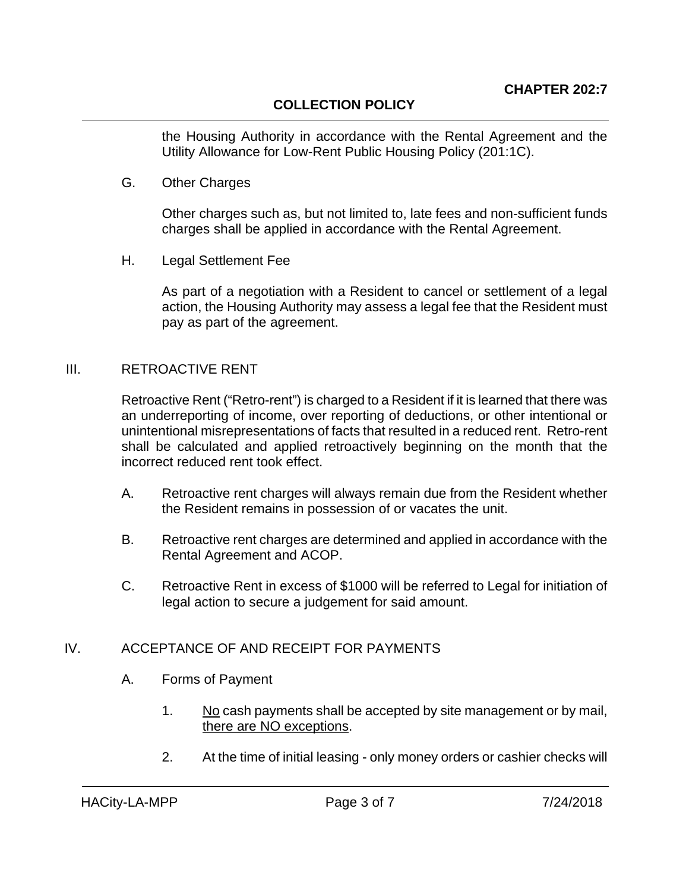the Housing Authority in accordance with the Rental Agreement and the Utility Allowance for Low-Rent Public Housing Policy (201:1C).

G. Other Charges

Other charges such as, but not limited to, late fees and non-sufficient funds charges shall be applied in accordance with the Rental Agreement.

H. Legal Settlement Fee

As part of a negotiation with a Resident to cancel or settlement of a legal action, the Housing Authority may assess a legal fee that the Resident must pay as part of the agreement.

## III. RETROACTIVE RENT

Retroactive Rent ("Retro-rent") is charged to a Resident if it is learned that there was an underreporting of income, over reporting of deductions, or other intentional or unintentional misrepresentations of facts that resulted in a reduced rent. Retro-rent shall be calculated and applied retroactively beginning on the month that the incorrect reduced rent took effect.

A. Retroactive rent charges will always remain due from the Resident whether the Resident remains in possession of or vacates the unit.

B. Retroactive rent charges are determined and applied in accordance with the Rental Agreement and ACOP.

C. Retroactive Rent in excess of $1000 will be referred to Legal for initiation of legal action to secure a judgement for said amount.

## IV. ACCEPTANCE OF AND RECEIPT FOR PAYMENTS

A. Forms of Payment

1. <u>No</u> cash payments shall be accepted by site management or by mail, <u>there are NO exceptions</u>.

2. At the time of initial leasing - only money orders or cashier checks will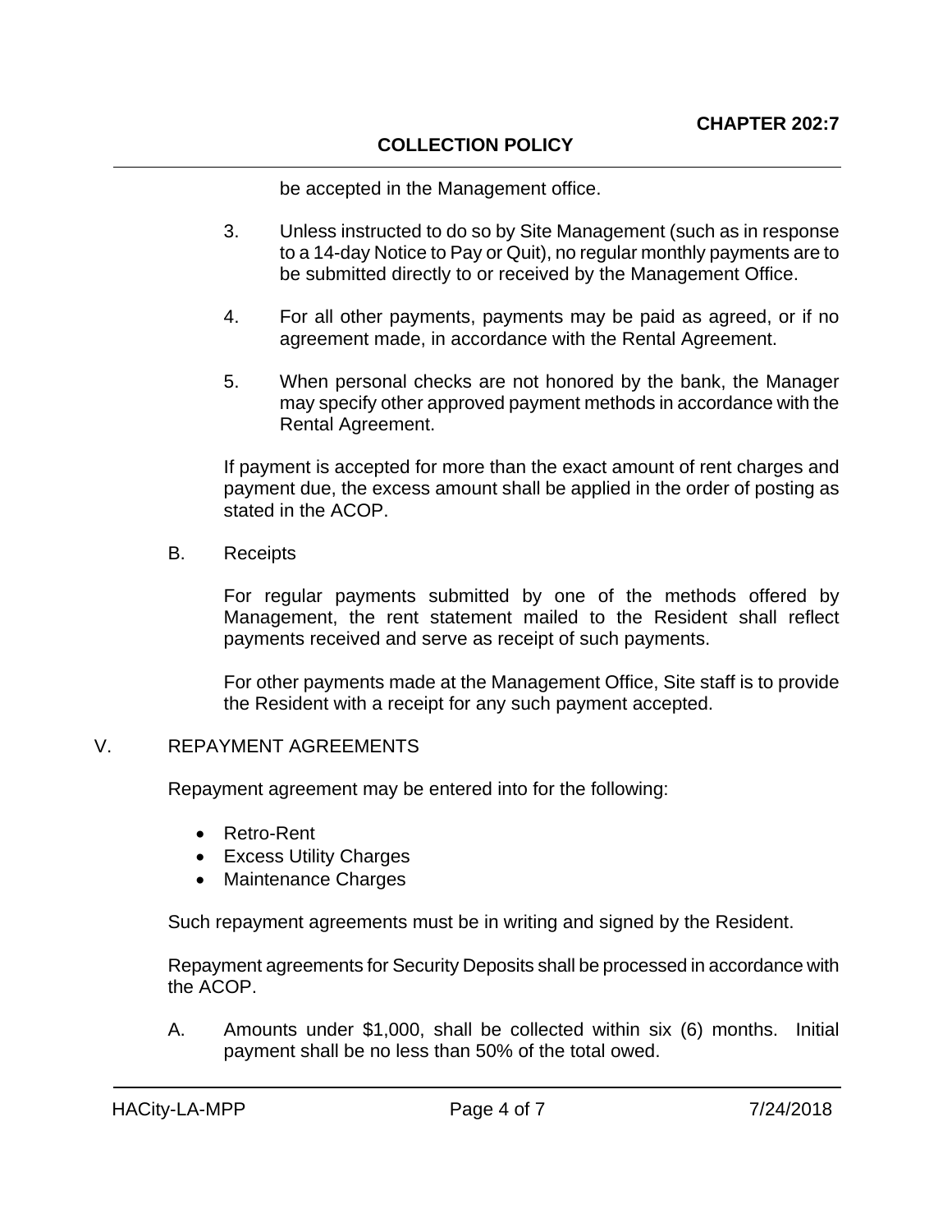be accepted in the Management office.

3. Unless instructed to do so by Site Management (such as in response to a 14-day Notice to Pay or Quit), no regular monthly payments are to be submitted directly to or received by the Management Office.

4. For all other payments, payments may be paid as agreed, or if no agreement made, in accordance with the Rental Agreement.

5. When personal checks are not honored by the bank, the Manager may specify other approved payment methods in accordance with the Rental Agreement.

If payment is accepted for more than the exact amount of rent charges and payment due, the excess amount shall be applied in the order of posting as stated in the ACOP.

B. Receipts

For regular payments submitted by one of the methods offered by Management, the rent statement mailed to the Resident shall reflect payments received and serve as receipt of such payments.

For other payments made at the Management Office, Site staff is to provide the Resident with a receipt for any such payment accepted.

## V. REPAYMENT AGREEMENTS

Repayment agreement may be entered into for the following:

- Retro-Rent
- Excess Utility Charges
- Maintenance Charges

Such repayment agreements must be in writing and signed by the Resident.

Repayment agreements for Security Deposits shall be processed in accordance with the ACOP.

A. Amounts under $1,000, shall be collected within six (6) months. Initial payment shall be no less than 50% of the total owed.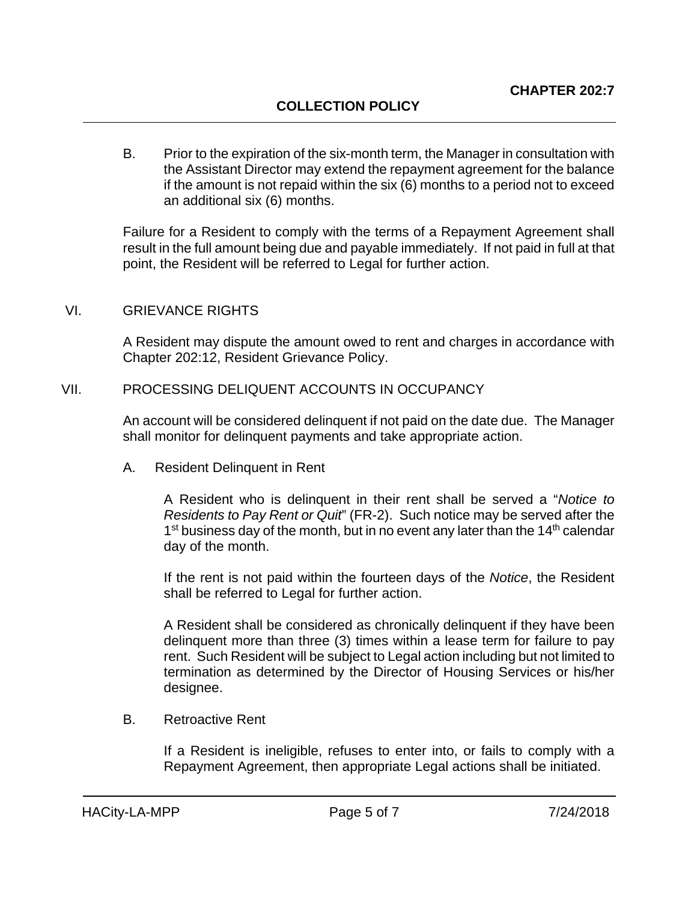B. Prior to the expiration of the six-month term, the Manager in consultation with the Assistant Director may extend the repayment agreement for the balance if the amount is not repaid within the six (6) months to a period not to exceed an additional six (6) months.

Failure for a Resident to comply with the terms of a Repayment Agreement shall result in the full amount being due and payable immediately. If not paid in full at that point, the Resident will be referred to Legal for further action.

## VI. GRIEVANCE RIGHTS

A Resident may dispute the amount owed to rent and charges in accordance with Chapter 202:12, Resident Grievance Policy.

## VII. PROCESSING DELIQUENT ACCOUNTS IN OCCUPANCY

An account will be considered delinquent if not paid on the date due. The Manager shall monitor for delinquent payments and take appropriate action.

A. Resident Delinquent in Rent

A Resident who is delinquent in their rent shall be served a "*Notice to Residents to Pay Rent or Quit*" (FR-2). Such notice may be served after the 1st business day of the month, but in no event any later than the 14th calendar day of the month.

If the rent is not paid within the fourteen days of the *Notice*, the Resident shall be referred to Legal for further action.

A Resident shall be considered as chronically delinquent if they have been delinquent more than three (3) times within a lease term for failure to pay rent. Such Resident will be subject to Legal action including but not limited to termination as determined by the Director of Housing Services or his/her designee.

B. Retroactive Rent

If a Resident is ineligible, refuses to enter into, or fails to comply with a Repayment Agreement, then appropriate Legal actions shall be initiated.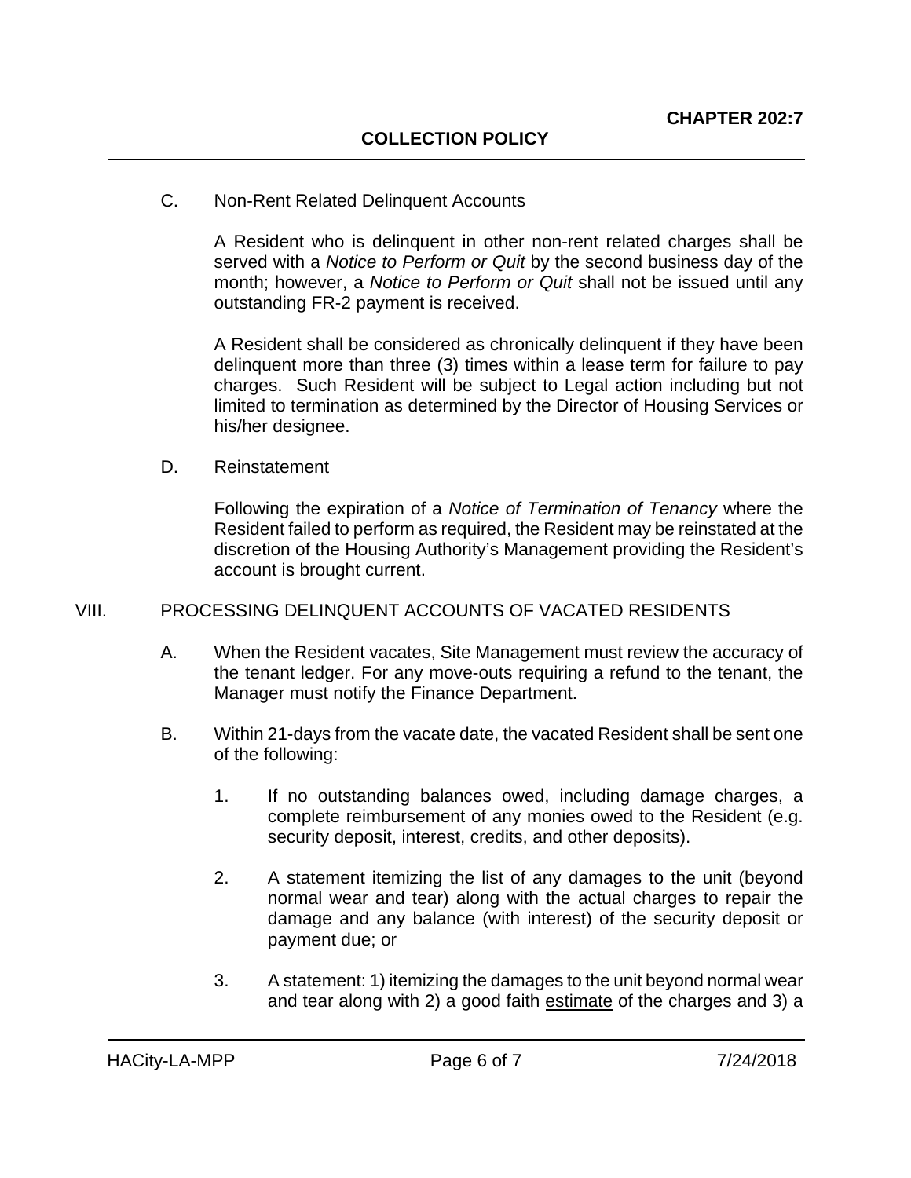C. Non-Rent Related Delinquent Accounts

A Resident who is delinquent in other non-rent related charges shall be served with a *Notice to Perform or Quit* by the second business day of the month; however, a *Notice to Perform or Quit* shall not be issued until any outstanding FR-2 payment is received.

A Resident shall be considered as chronically delinquent if they have been delinquent more than three (3) times within a lease term for failure to pay charges. Such Resident will be subject to Legal action including but not limited to termination as determined by the Director of Housing Services or his/her designee.

D. Reinstatement

Following the expiration of a *Notice of Termination of Tenancy* where the Resident failed to perform as required, the Resident may be reinstated at the discretion of the Housing Authority's Management providing the Resident's account is brought current.

VIII. PROCESSING DELINQUENT ACCOUNTS OF VACATED RESIDENTS

A. When the Resident vacates, Site Management must review the accuracy of the tenant ledger. For any move-outs requiring a refund to the tenant, the Manager must notify the Finance Department.

B. Within 21-days from the vacate date, the vacated Resident shall be sent one of the following:

1. If no outstanding balances owed, including damage charges, a complete reimbursement of any monies owed to the Resident (e.g. security deposit, interest, credits, and other deposits).

2. A statement itemizing the list of any damages to the unit (beyond normal wear and tear) along with the actual charges to repair the damage and any balance (with interest) of the security deposit or payment due; or

3. A statement: 1) itemizing the damages to the unit beyond normal wear and tear along with 2) a good faith <u>estimate</u> of the charges and 3) a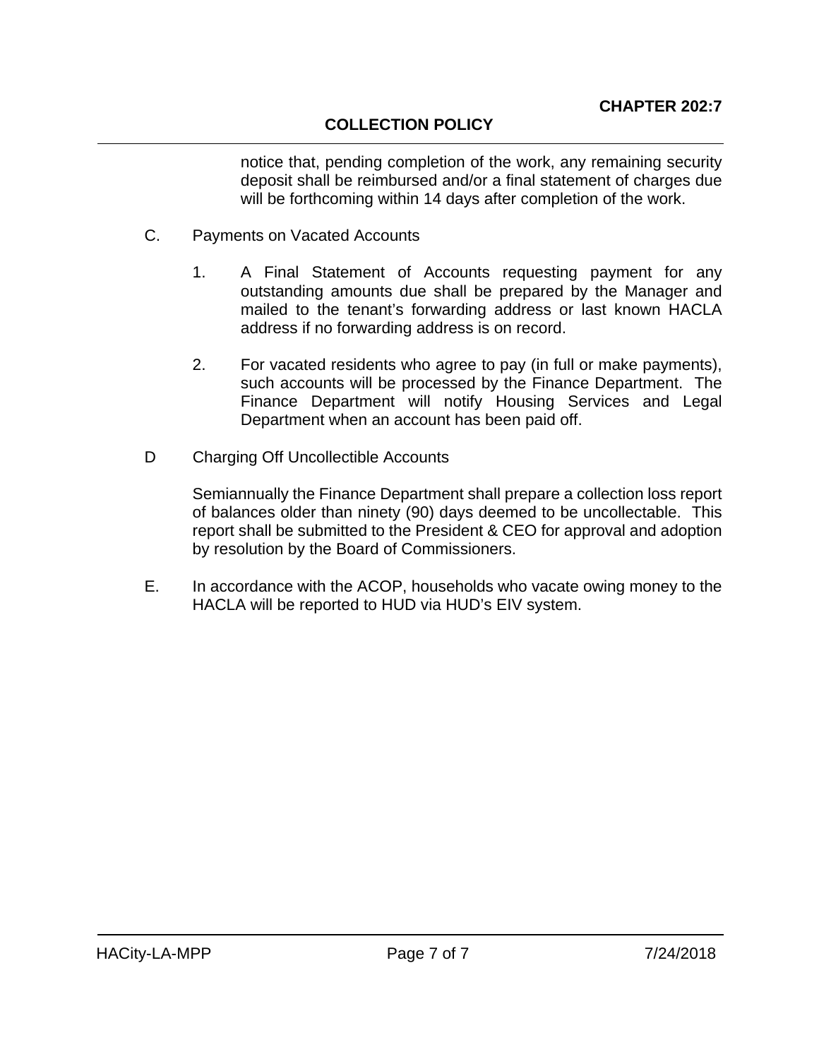notice that, pending completion of the work, any remaining security deposit shall be reimbursed and/or a final statement of charges due will be forthcoming within 14 days after completion of the work.

C. Payments on Vacated Accounts

1. A Final Statement of Accounts requesting payment for any outstanding amounts due shall be prepared by the Manager and mailed to the tenant's forwarding address or last known HACLA address if no forwarding address is on record.

2. For vacated residents who agree to pay (in full or make payments), such accounts will be processed by the Finance Department. The Finance Department will notify Housing Services and Legal Department when an account has been paid off.

D Charging Off Uncollectible Accounts

Semiannually the Finance Department shall prepare a collection loss report of balances older than ninety (90) days deemed to be uncollectable. This report shall be submitted to the President & CEO for approval and adoption by resolution by the Board of Commissioners.

E. In accordance with the ACOP, households who vacate owing money to the HACLA will be reported to HUD via HUD's EIV system.